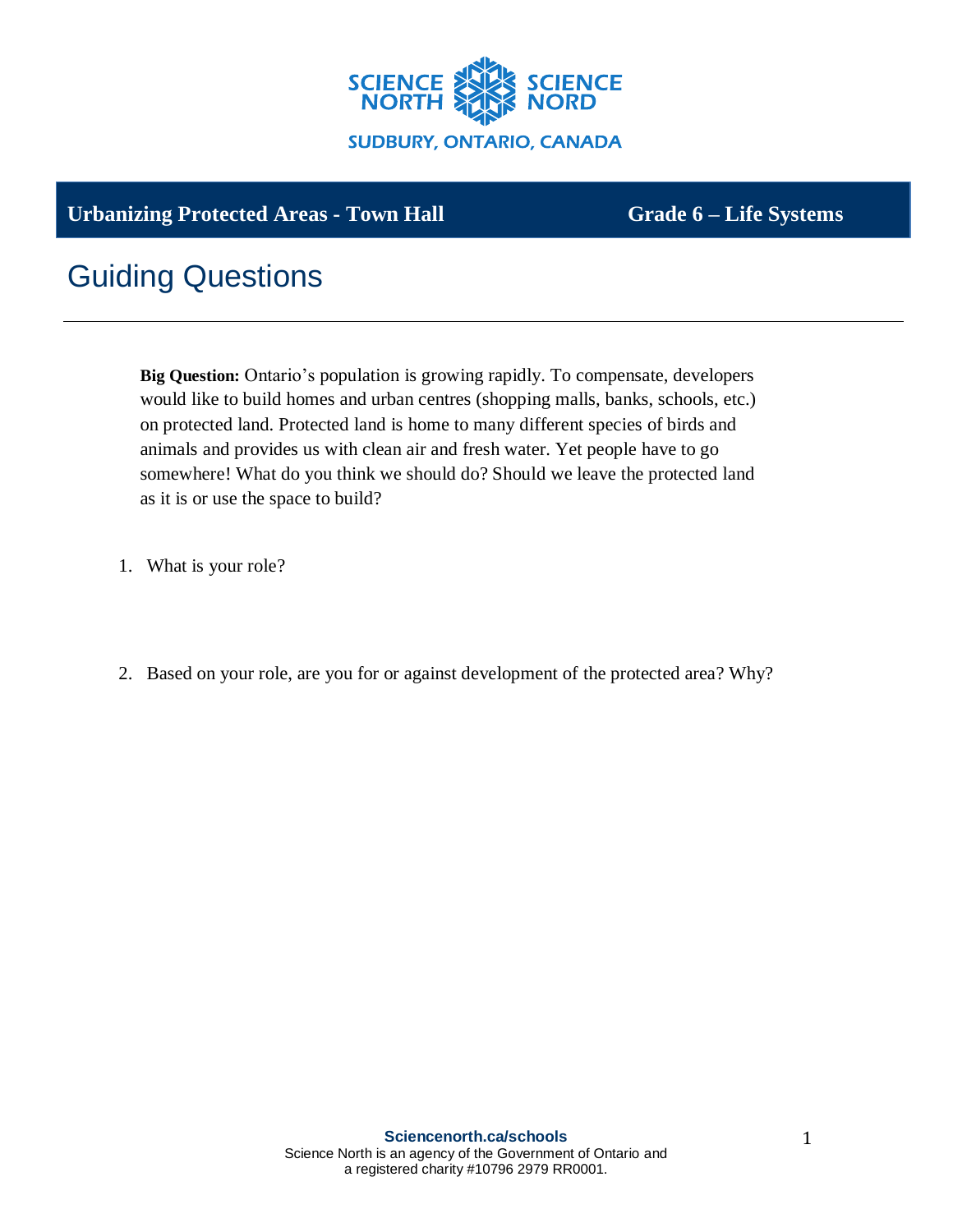SCIENCE NORTH SCIENCE NORD

SUDBURY, ONTARIO, CANADA

**Urbanizing Protected Areas - Town Hall** **Grade 6 – Life Systems**

# Guiding Questions

**Big Question:** Ontario's population is growing rapidly. To compensate, developers would like to build homes and urban centres (shopping malls, banks, schools, etc.) on protected land. Protected land is home to many different species of birds and animals and provides us with clean air and fresh water. Yet people have to go somewhere! What do you think we should do? Should we leave the protected land as it is or use the space to build?

1. What is your role?

2. Based on your role, are you for or against development of the protected area? Why?

**Sciencenorth.ca/schools**
Science North is an agency of the Government of Ontario and a registered charity #10796 2979 RR0001.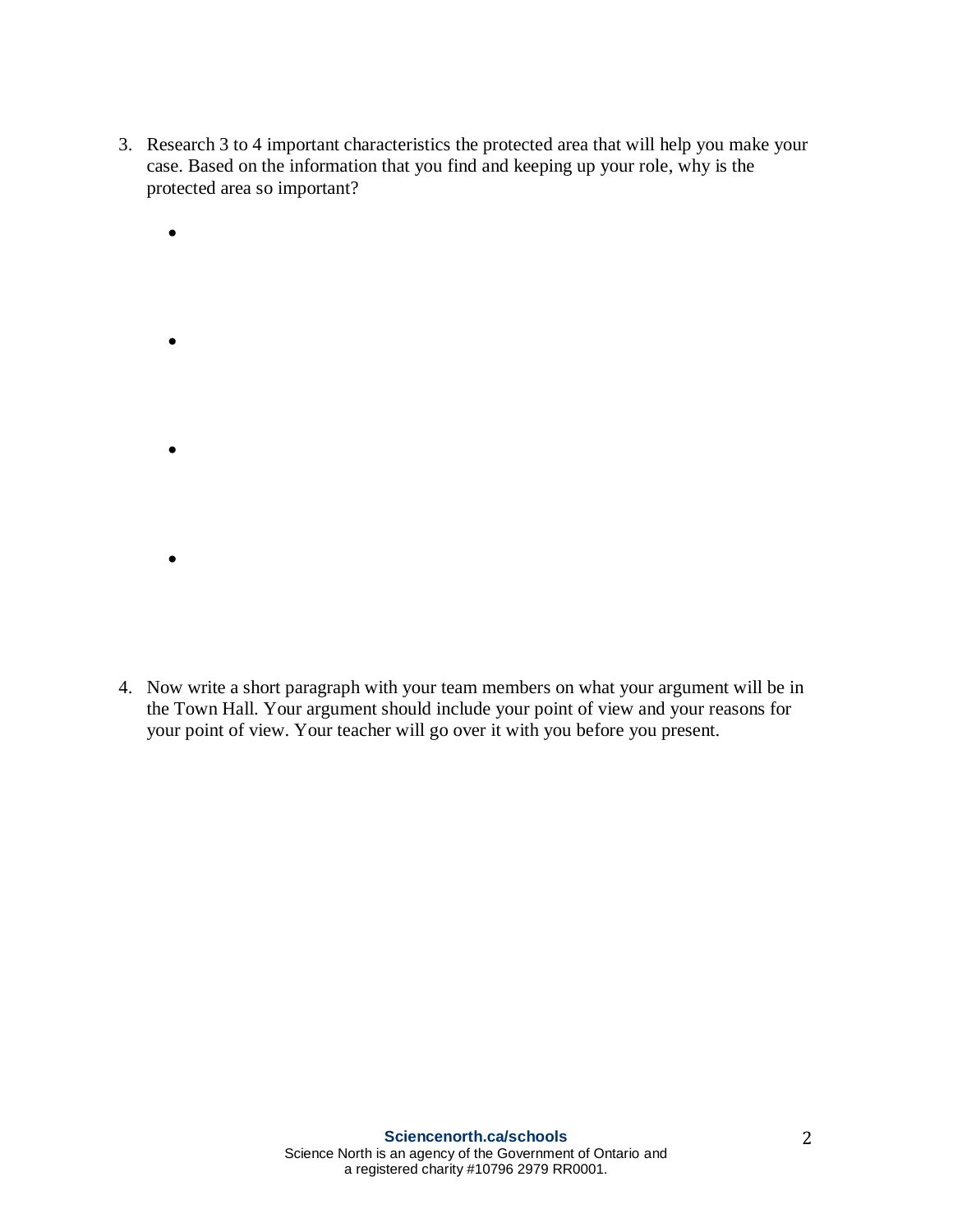3. Research 3 to 4 important characteristics the protected area that will help you make your case. Based on the information that you find and keeping up your role, why is the protected area so important?

    -
    -
    -
    -

4. Now write a short paragraph with your team members on what your argument will be in the Town Hall. Your argument should include your point of view and your reasons for your point of view. Your teacher will go over it with you before you present.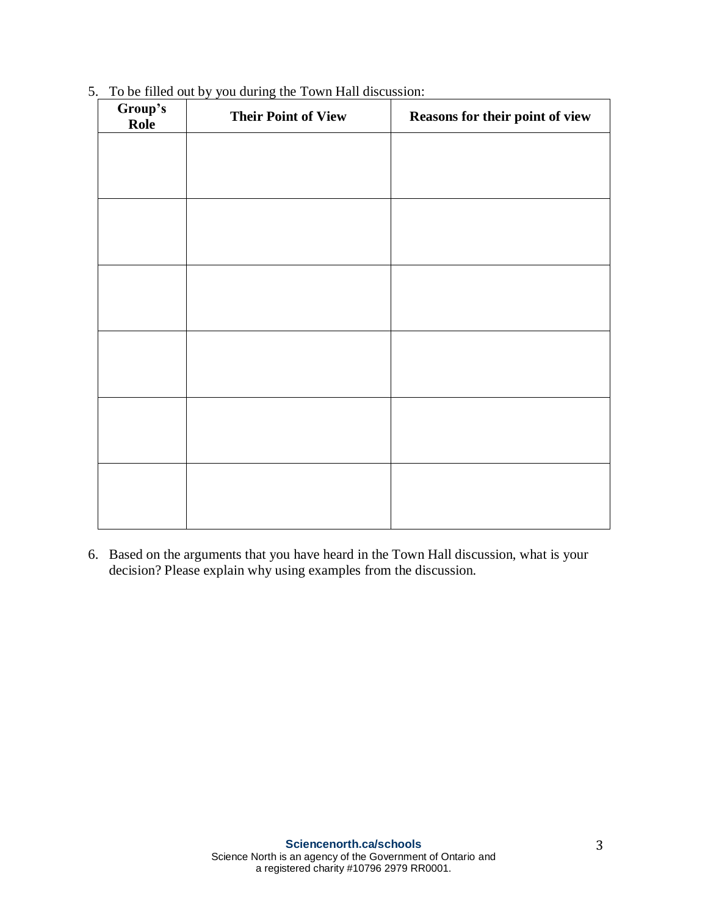5. To be filled out by you during the Town Hall discussion:

| Group's Role | Their Point of View | Reasons for their point of view |
|---|---|---|
| | | |
| | | |
| | | |
| | | |
| | | |
| | | |

6. Based on the arguments that you have heard in the Town Hall discussion, what is your decision? Please explain why using examples from the discussion.

**Sciencenorth.ca/schools**
Science North is an agency of the Government of Ontario and a registered charity #10796 2979 RR0001.